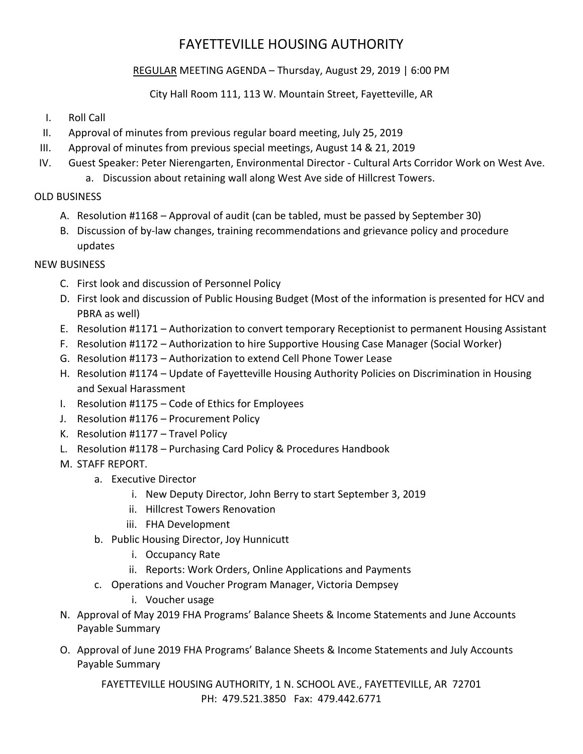# FAYETTEVILLE HOUSING AUTHORITY

REGULAR MEETING AGENDA – Thursday, August 29, 2019 | 6:00 PM

City Hall Room 111, 113 W. Mountain Street, Fayetteville, AR

I. Roll Call
II. Approval of minutes from previous regular board meeting, July 25, 2019
III. Approval of minutes from previous special meetings, August 14 & 21, 2019
IV. Guest Speaker: Peter Nierengarten, Environmental Director - Cultural Arts Corridor Work on West Ave.
    a. Discussion about retaining wall along West Ave side of Hillcrest Towers.

OLD BUSINESS

A. Resolution #1168 – Approval of audit (can be tabled, must be passed by September 30)
B. Discussion of by-law changes, training recommendations and grievance policy and procedure updates

NEW BUSINESS

C. First look and discussion of Personnel Policy
D. First look and discussion of Public Housing Budget (Most of the information is presented for HCV and PBRA as well)
E. Resolution #1171 – Authorization to convert temporary Receptionist to permanent Housing Assistant
F. Resolution #1172 – Authorization to hire Supportive Housing Case Manager (Social Worker)
G. Resolution #1173 – Authorization to extend Cell Phone Tower Lease
H. Resolution #1174 – Update of Fayetteville Housing Authority Policies on Discrimination in Housing and Sexual Harassment
I. Resolution #1175 – Code of Ethics for Employees
J. Resolution #1176 – Procurement Policy
K. Resolution #1177 – Travel Policy
L. Resolution #1178 – Purchasing Card Policy & Procedures Handbook
M. STAFF REPORT.
    a. Executive Director
        i. New Deputy Director, John Berry to start September 3, 2019
        ii. Hillcrest Towers Renovation
        iii. FHA Development
    b. Public Housing Director, Joy Hunnicutt
        i. Occupancy Rate
        ii. Reports: Work Orders, Online Applications and Payments
    c. Operations and Voucher Program Manager, Victoria Dempsey
        i. Voucher usage
N. Approval of May 2019 FHA Programs' Balance Sheets & Income Statements and June Accounts Payable Summary
O. Approval of June 2019 FHA Programs' Balance Sheets & Income Statements and July Accounts Payable Summary

FAYETTEVILLE HOUSING AUTHORITY, 1 N. SCHOOL AVE., FAYETTEVILLE, AR 72701
PH: 479.521.3850 Fax: 479.442.6771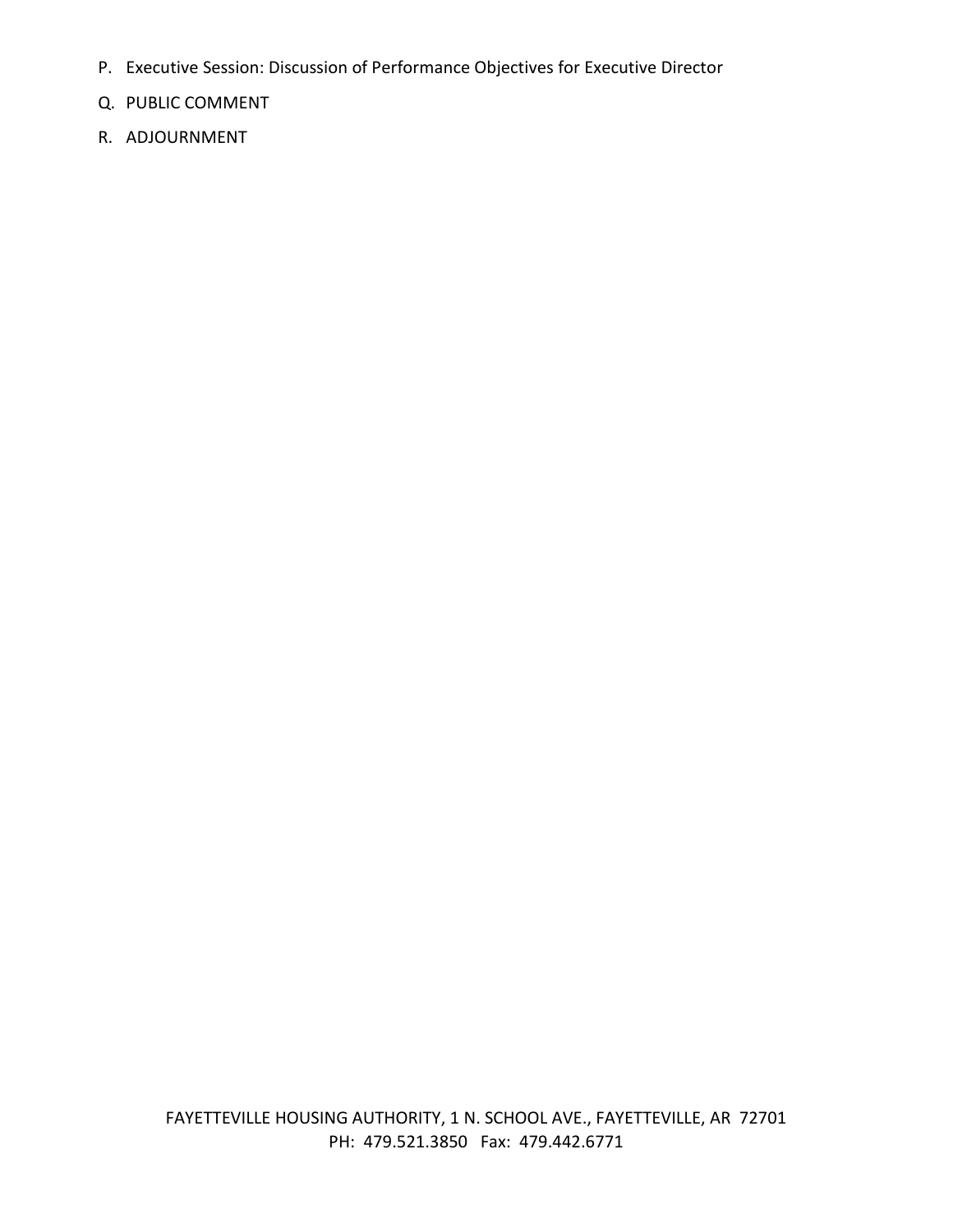P. Executive Session: Discussion of Performance Objectives for Executive Director

Q. PUBLIC COMMENT

R. ADJOURNMENT